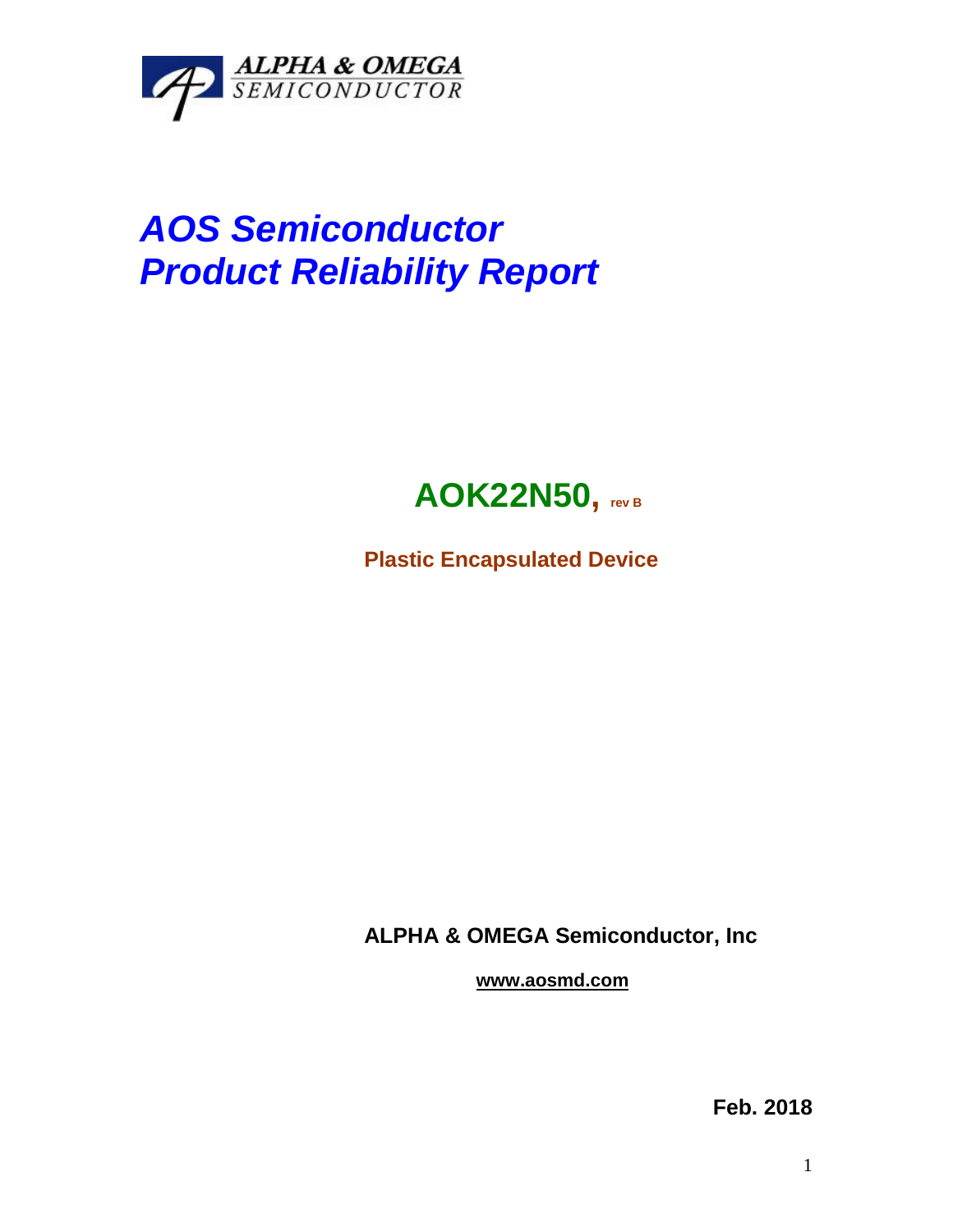ALPHA & OMEGA SEMICONDUCTOR

# *AOS Semiconductor*
# *Product Reliability Report*

## AOK22N50, rev B

**Plastic Encapsulated Device**

**ALPHA & OMEGA Semiconductor, Inc**

**www.aosmd.com**

**Feb. 2018**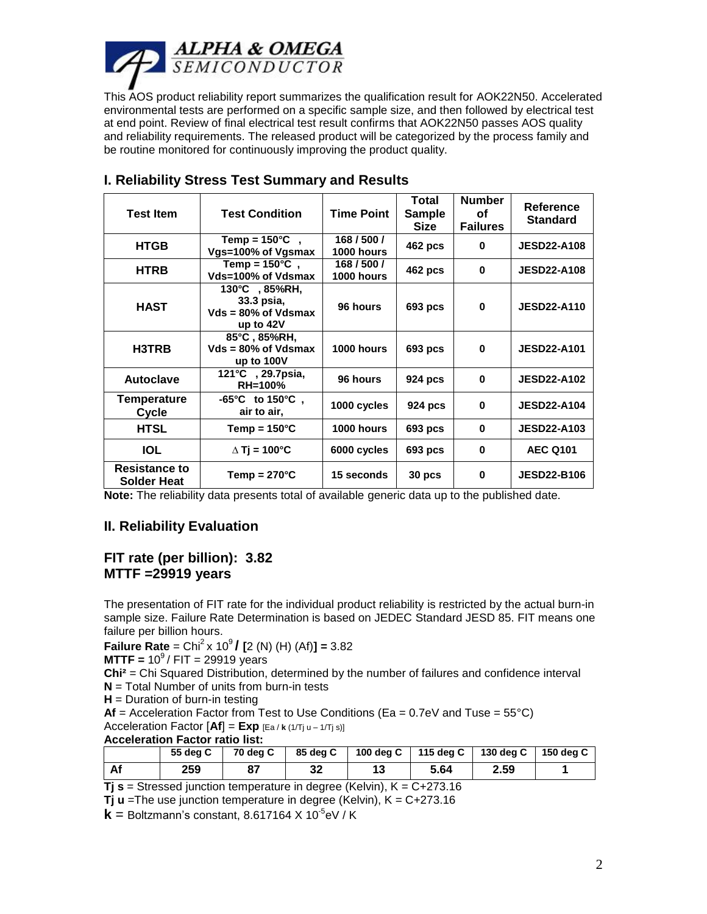ALPHA & OMEGA SEMICONDUCTOR

This AOS product reliability report summarizes the qualification result for AOK22N50. Accelerated environmental tests are performed on a specific sample size, and then followed by electrical test at end point. Review of final electrical test result confirms that AOK22N50 passes AOS quality and reliability requirements. The released product will be categorized by the process family and be routine monitored for continuously improving the product quality.

## I. Reliability Stress Test Summary and Results

| Test Item | Test Condition | Time Point | Total Sample Size | Number of Failures | Reference Standard |
|---|---|---|---|---|---|
| HTGB | Temp = 150°C , Vgs=100% of Vgsmax | 168 / 500 / 1000 hours | 462 pcs | 0 | JESD22-A108 |
| HTRB | Temp = 150°C , Vds=100% of Vdsmax | 168 / 500 / 1000 hours | 462 pcs | 0 | JESD22-A108 |
| HAST | 130°C , 85%RH, 33.3 psia, Vds = 80% of Vdsmax up to 42V | 96 hours | 693 pcs | 0 | JESD22-A110 |
| H3TRB | 85°C , 85%RH, Vds = 80% of Vdsmax up to 100V | 1000 hours | 693 pcs | 0 | JESD22-A101 |
| Autoclave | 121°C , 29.7psia, RH=100% | 96 hours | 924 pcs | 0 | JESD22-A102 |
| Temperature Cycle | -65°C to 150°C , air to air, | 1000 cycles | 924 pcs | 0 | JESD22-A104 |
| HTSL | Temp = 150°C | 1000 hours | 693 pcs | 0 | JESD22-A103 |
| IOL | $\Delta$ Tj = 100°C | 6000 cycles | 693 pcs | 0 | AEC Q101 |
| Resistance to Solder Heat | Temp = 270°C | 15 seconds | 30 pcs | 0 | JESD22-B106 |

**Note:** The reliability data presents total of available generic data up to the published date.

## II. Reliability Evaluation

### FIT rate (per billion): 3.82
### MTTF =29919 years

The presentation of FIT rate for the individual product reliability is restricted by the actual burn-in sample size. Failure Rate Determination is based on JEDEC Standard JESD 85. FIT means one failure per billion hours.

**Failure Rate** = $Chi^2 \times 10^9$ **/ [**2 (N) (H) (Af)**] =** 3.82

**MTTF =** $10^9$ / FIT = 29919 years

**Chi²** = Chi Squared Distribution, determined by the number of failures and confidence interval

**N** = Total Number of units from burn-in tests

**H** = Duration of burn-in testing

**Af** = Acceleration Factor from Test to Use Conditions (Ea = 0.7eV and Tuse = 55°C)

Acceleration Factor [**Af**] = **Exp** [Ea / **k** (1/Tj u – 1/Tj s)]

**Acceleration Factor ratio list:**

| | 55 deg C | 70 deg C | 85 deg C | 100 deg C | 115 deg C | 130 deg C | 150 deg C |
|---|---|---|---|---|---|---|---|
| Af | 259 | 87 | 32 | 13 | 5.64 | 2.59 | 1 |

**Tj s** = Stressed junction temperature in degree (Kelvin), K = C+273.16

**Tj u** =The use junction temperature in degree (Kelvin), K = C+273.16

**k** = Boltzmann's constant, 8.617164 X $10^{-5}$eV / K